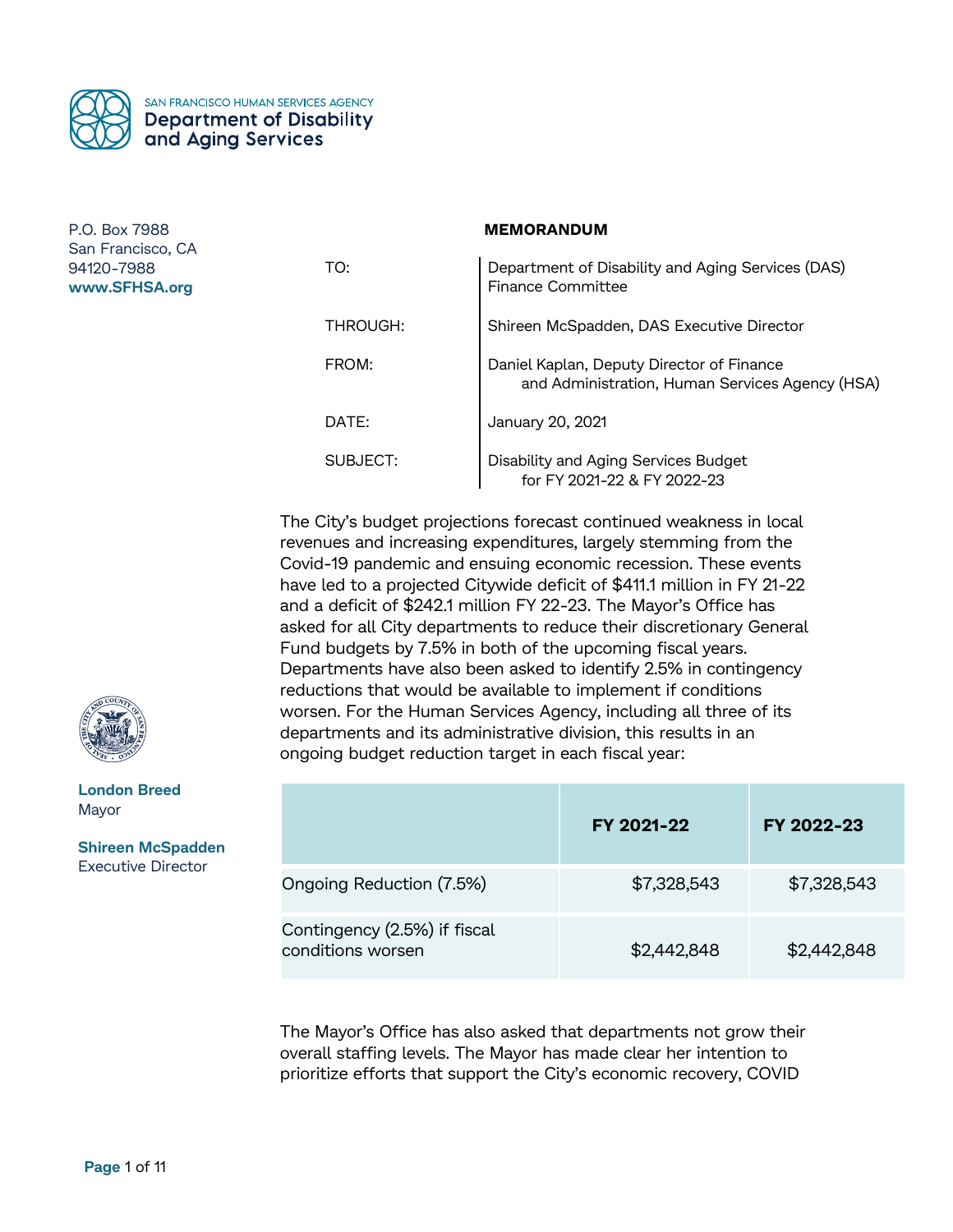SAN FRANCISCO HUMAN SERVICES AGENCY
**Department of Disability and Aging Services**

P.O. Box 7988
San Francisco, CA
94120-7988
**www.SFHSA.org**

**London Breed**
Mayor

**Shireen McSpadden**
Executive Director

**MEMORANDUM**

| | |
|---|---|
| TO: | Department of Disability and Aging Services (DAS) Finance Committee |
| THROUGH: | Shireen McSpadden, DAS Executive Director |
| FROM: | Daniel Kaplan, Deputy Director of Finance and Administration, Human Services Agency (HSA) |
| DATE: | January 20, 2021 |
| SUBJECT: | Disability and Aging Services Budget for FY 2021-22 & FY 2022-23 |

The City's budget projections forecast continued weakness in local revenues and increasing expenditures, largely stemming from the Covid-19 pandemic and ensuing economic recession. These events have led to a projected Citywide deficit of $411.1 million in FY 21-22 and a deficit of $242.1 million FY 22-23. The Mayor's Office has asked for all City departments to reduce their discretionary General Fund budgets by 7.5% in both of the upcoming fiscal years. Departments have also been asked to identify 2.5% in contingency reductions that would be available to implement if conditions worsen. For the Human Services Agency, including all three of its departments and its administrative division, this results in an ongoing budget reduction target in each fiscal year:

| | FY 2021-22 | FY 2022-23 |
|---|---|---|
| Ongoing Reduction (7.5%) | $7,328,543 | $7,328,543 |
| Contingency (2.5%) if fiscal conditions worsen | $2,442,848 | $2,442,848 |

The Mayor's Office has also asked that departments not grow their overall staffing levels. The Mayor has made clear her intention to prioritize efforts that support the City's economic recovery, COVID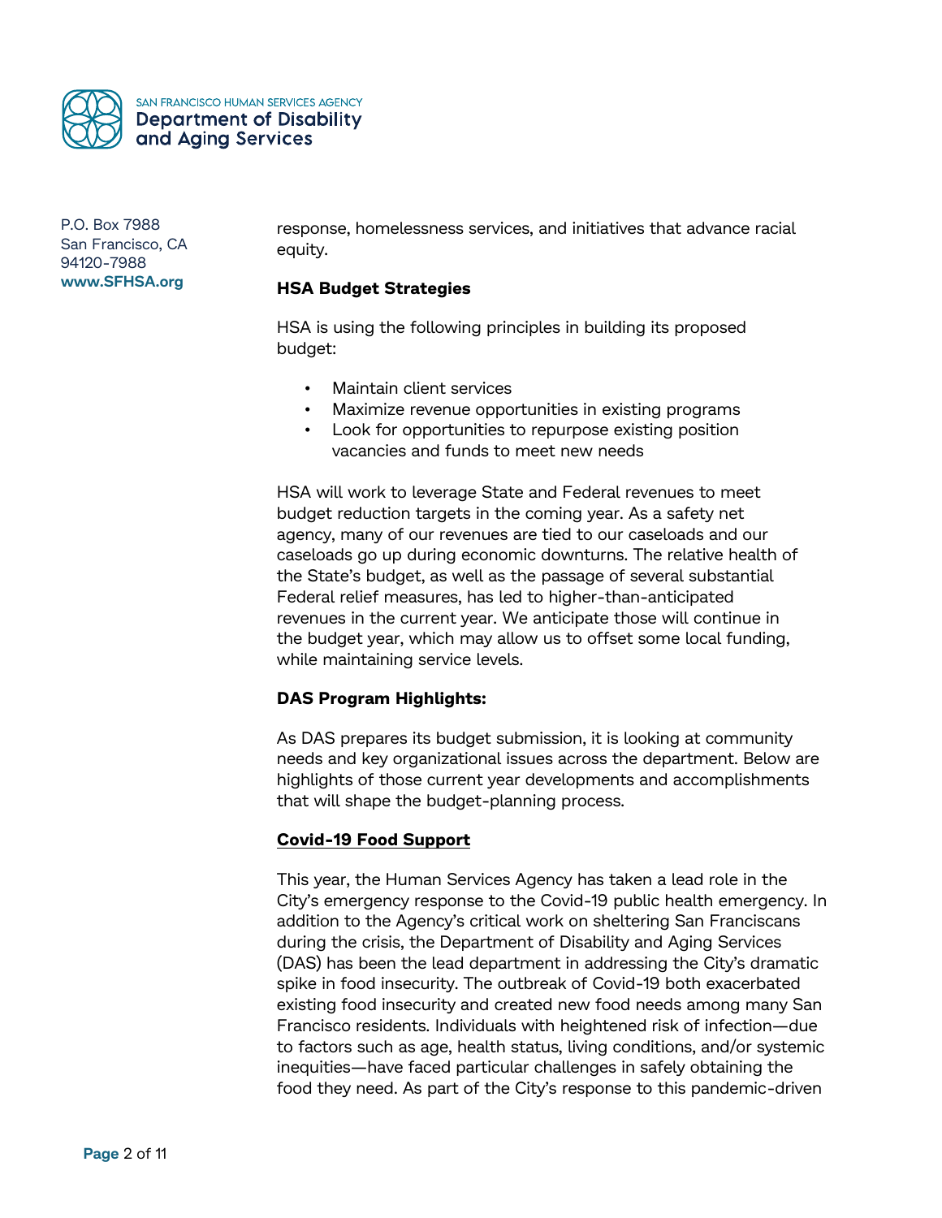response, homelessness services, and initiatives that advance racial equity.

**HSA Budget Strategies**

HSA is using the following principles in building its proposed budget:

- Maintain client services
- Maximize revenue opportunities in existing programs
- Look for opportunities to repurpose existing position vacancies and funds to meet new needs

HSA will work to leverage State and Federal revenues to meet budget reduction targets in the coming year. As a safety net agency, many of our revenues are tied to our caseloads and our caseloads go up during economic downturns. The relative health of the State's budget, as well as the passage of several substantial Federal relief measures, has led to higher-than-anticipated revenues in the current year. We anticipate those will continue in the budget year, which may allow us to offset some local funding, while maintaining service levels.

**DAS Program Highlights:**

As DAS prepares its budget submission, it is looking at community needs and key organizational issues across the department. Below are highlights of those current year developments and accomplishments that will shape the budget-planning process.

**Covid-19 Food Support**

This year, the Human Services Agency has taken a lead role in the City's emergency response to the Covid-19 public health emergency. In addition to the Agency's critical work on sheltering San Franciscans during the crisis, the Department of Disability and Aging Services (DAS) has been the lead department in addressing the City's dramatic spike in food insecurity. The outbreak of Covid-19 both exacerbated existing food insecurity and created new food needs among many San Francisco residents. Individuals with heightened risk of infection—due to factors such as age, health status, living conditions, and/or systemic inequities—have faced particular challenges in safely obtaining the food they need. As part of the City's response to this pandemic-driven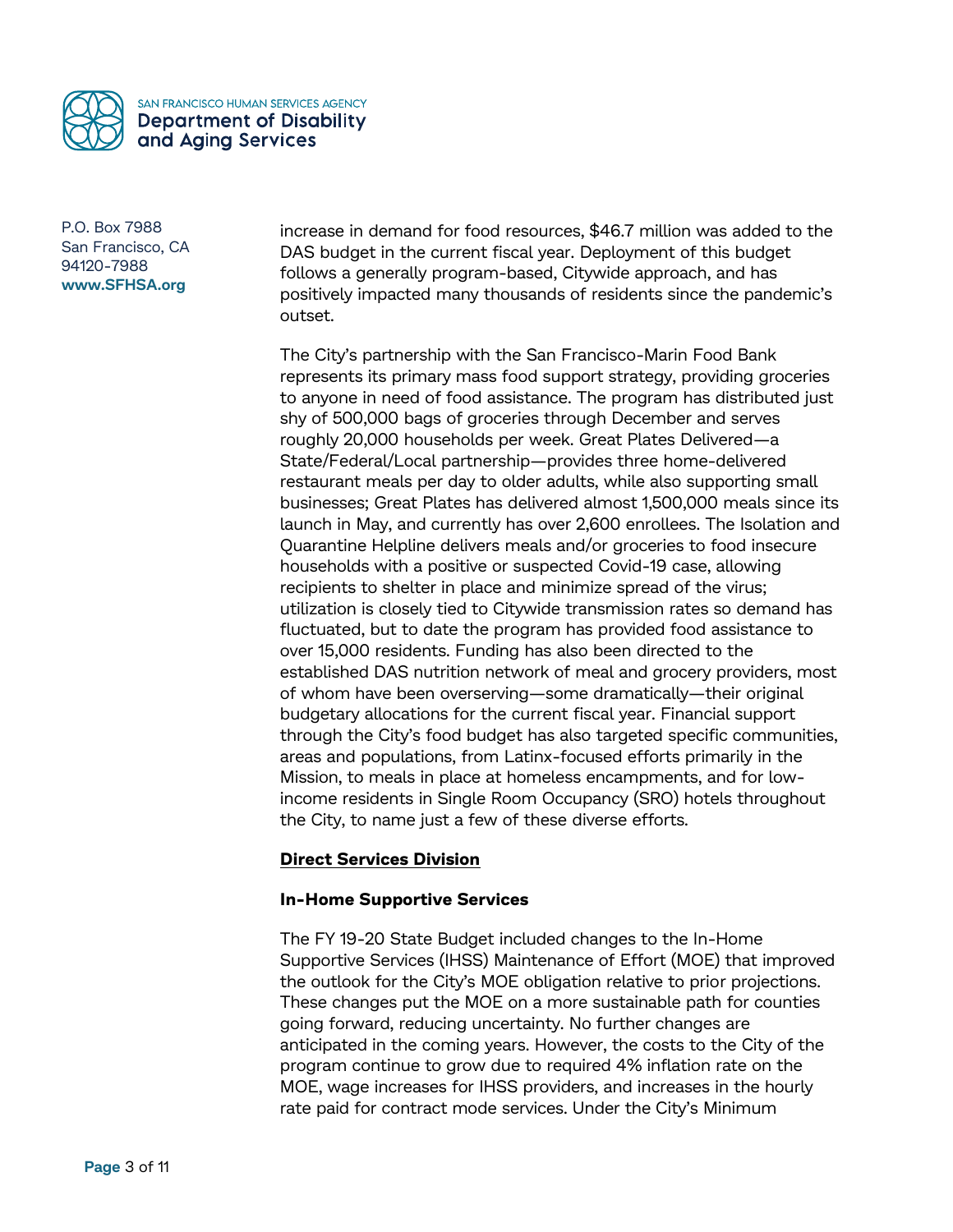increase in demand for food resources, $46.7 million was added to the DAS budget in the current fiscal year. Deployment of this budget follows a generally program-based, Citywide approach, and has positively impacted many thousands of residents since the pandemic's outset.

The City's partnership with the San Francisco-Marin Food Bank represents its primary mass food support strategy, providing groceries to anyone in need of food assistance. The program has distributed just shy of 500,000 bags of groceries through December and serves roughly 20,000 households per week. Great Plates Delivered—a State/Federal/Local partnership—provides three home-delivered restaurant meals per day to older adults, while also supporting small businesses; Great Plates has delivered almost 1,500,000 meals since its launch in May, and currently has over 2,600 enrollees. The Isolation and Quarantine Helpline delivers meals and/or groceries to food insecure households with a positive or suspected Covid-19 case, allowing recipients to shelter in place and minimize spread of the virus; utilization is closely tied to Citywide transmission rates so demand has fluctuated, but to date the program has provided food assistance to over 15,000 residents. Funding has also been directed to the established DAS nutrition network of meal and grocery providers, most of whom have been overserving—some dramatically—their original budgetary allocations for the current fiscal year. Financial support through the City's food budget has also targeted specific communities, areas and populations, from Latinx-focused efforts primarily in the Mission, to meals in place at homeless encampments, and for low-income residents in Single Room Occupancy (SRO) hotels throughout the City, to name just a few of these diverse efforts.

## Direct Services Division

### In-Home Supportive Services

The FY 19-20 State Budget included changes to the In-Home Supportive Services (IHSS) Maintenance of Effort (MOE) that improved the outlook for the City's MOE obligation relative to prior projections. These changes put the MOE on a more sustainable path for counties going forward, reducing uncertainty. No further changes are anticipated in the coming years. However, the costs to the City of the program continue to grow due to required 4% inflation rate on the MOE, wage increases for IHSS providers, and increases in the hourly rate paid for contract mode services. Under the City's Minimum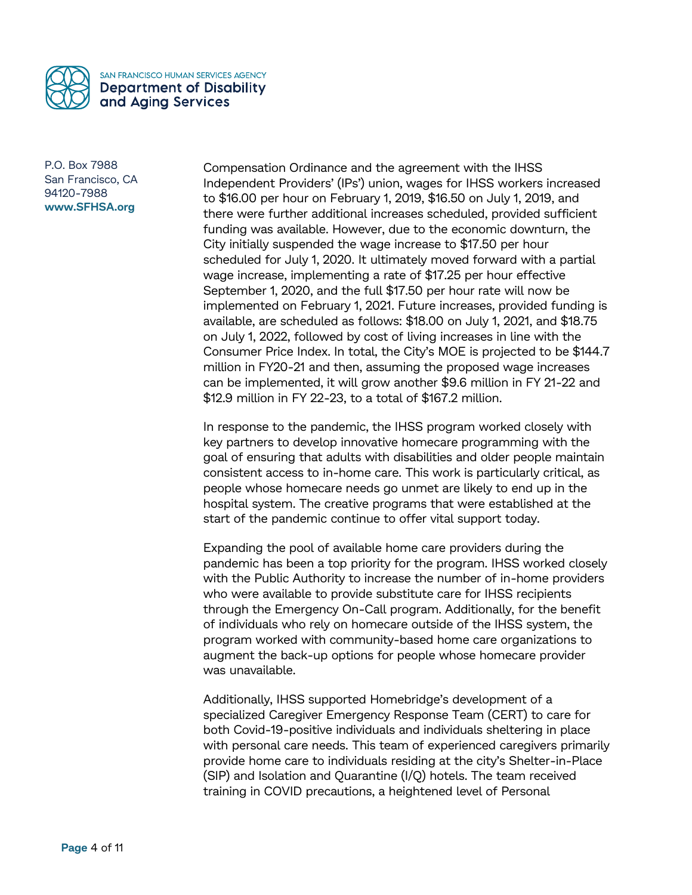Compensation Ordinance and the agreement with the IHSS Independent Providers' (IPs') union, wages for IHSS workers increased to $16.00 per hour on February 1, 2019, $16.50 on July 1, 2019, and there were further additional increases scheduled, provided sufficient funding was available. However, due to the economic downturn, the City initially suspended the wage increase to $17.50 per hour scheduled for July 1, 2020. It ultimately moved forward with a partial wage increase, implementing a rate of $17.25 per hour effective September 1, 2020, and the full $17.50 per hour rate will now be implemented on February 1, 2021. Future increases, provided funding is available, are scheduled as follows: $18.00 on July 1, 2021, and $18.75 on July 1, 2022, followed by cost of living increases in line with the Consumer Price Index. In total, the City's MOE is projected to be $144.7 million in FY20-21 and then, assuming the proposed wage increases can be implemented, it will grow another $9.6 million in FY 21-22 and $12.9 million in FY 22-23, to a total of $167.2 million.

In response to the pandemic, the IHSS program worked closely with key partners to develop innovative homecare programming with the goal of ensuring that adults with disabilities and older people maintain consistent access to in-home care. This work is particularly critical, as people whose homecare needs go unmet are likely to end up in the hospital system. The creative programs that were established at the start of the pandemic continue to offer vital support today.

Expanding the pool of available home care providers during the pandemic has been a top priority for the program. IHSS worked closely with the Public Authority to increase the number of in-home providers who were available to provide substitute care for IHSS recipients through the Emergency On-Call program. Additionally, for the benefit of individuals who rely on homecare outside of the IHSS system, the program worked with community-based home care organizations to augment the back-up options for people whose homecare provider was unavailable.

Additionally, IHSS supported Homebridge's development of a specialized Caregiver Emergency Response Team (CERT) to care for both Covid-19-positive individuals and individuals sheltering in place with personal care needs. This team of experienced caregivers primarily provide home care to individuals residing at the city's Shelter-in-Place (SIP) and Isolation and Quarantine (I/Q) hotels. The team received training in COVID precautions, a heightened level of Personal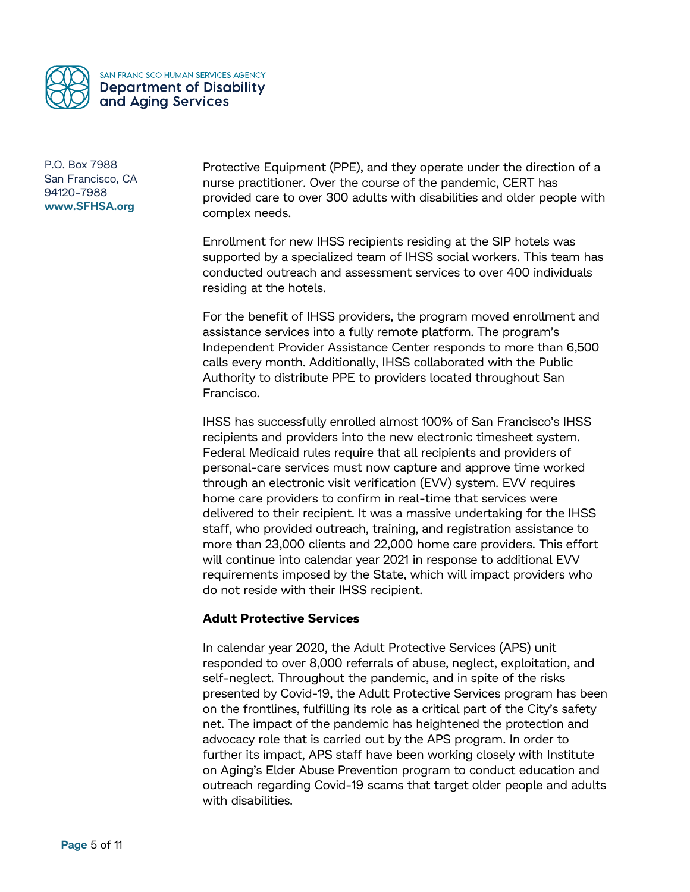Protective Equipment (PPE), and they operate under the direction of a nurse practitioner. Over the course of the pandemic, CERT has provided care to over 300 adults with disabilities and older people with complex needs.

Enrollment for new IHSS recipients residing at the SIP hotels was supported by a specialized team of IHSS social workers. This team has conducted outreach and assessment services to over 400 individuals residing at the hotels.

For the benefit of IHSS providers, the program moved enrollment and assistance services into a fully remote platform. The program's Independent Provider Assistance Center responds to more than 6,500 calls every month. Additionally, IHSS collaborated with the Public Authority to distribute PPE to providers located throughout San Francisco.

IHSS has successfully enrolled almost 100% of San Francisco's IHSS recipients and providers into the new electronic timesheet system. Federal Medicaid rules require that all recipients and providers of personal-care services must now capture and approve time worked through an electronic visit verification (EVV) system. EVV requires home care providers to confirm in real-time that services were delivered to their recipient. It was a massive undertaking for the IHSS staff, who provided outreach, training, and registration assistance to more than 23,000 clients and 22,000 home care providers. This effort will continue into calendar year 2021 in response to additional EVV requirements imposed by the State, which will impact providers who do not reside with their IHSS recipient.

**Adult Protective Services**

In calendar year 2020, the Adult Protective Services (APS) unit responded to over 8,000 referrals of abuse, neglect, exploitation, and self-neglect. Throughout the pandemic, and in spite of the risks presented by Covid-19, the Adult Protective Services program has been on the frontlines, fulfilling its role as a critical part of the City's safety net. The impact of the pandemic has heightened the protection and advocacy role that is carried out by the APS program. In order to further its impact, APS staff have been working closely with Institute on Aging's Elder Abuse Prevention program to conduct education and outreach regarding Covid-19 scams that target older people and adults with disabilities.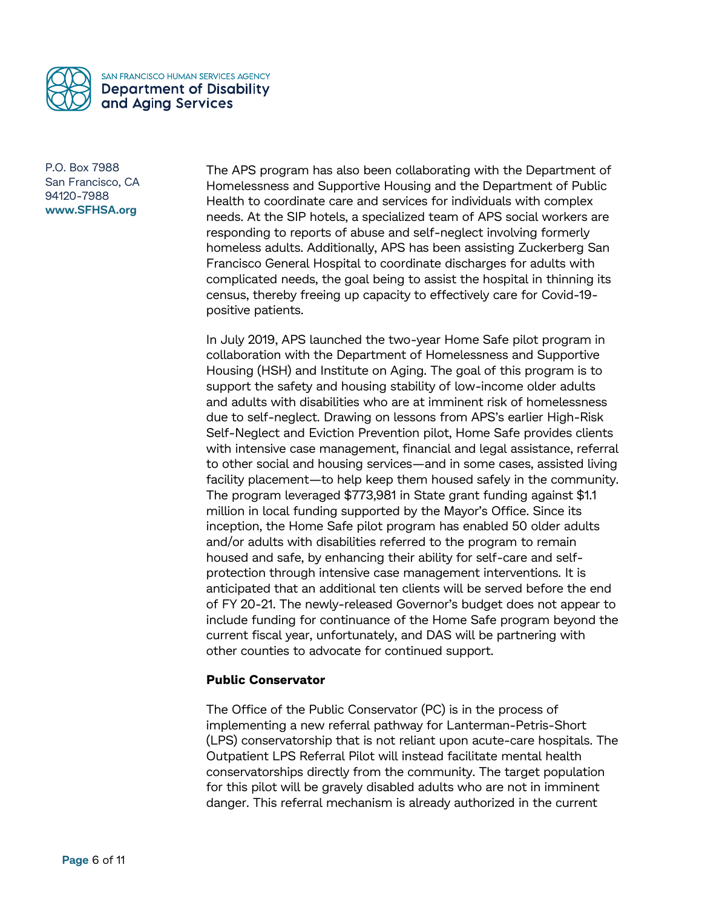The APS program has also been collaborating with the Department of Homelessness and Supportive Housing and the Department of Public Health to coordinate care and services for individuals with complex needs. At the SIP hotels, a specialized team of APS social workers are responding to reports of abuse and self-neglect involving formerly homeless adults. Additionally, APS has been assisting Zuckerberg San Francisco General Hospital to coordinate discharges for adults with complicated needs, the goal being to assist the hospital in thinning its census, thereby freeing up capacity to effectively care for Covid-19-positive patients.

In July 2019, APS launched the two-year Home Safe pilot program in collaboration with the Department of Homelessness and Supportive Housing (HSH) and Institute on Aging. The goal of this program is to support the safety and housing stability of low-income older adults and adults with disabilities who are at imminent risk of homelessness due to self-neglect. Drawing on lessons from APS's earlier High-Risk Self-Neglect and Eviction Prevention pilot, Home Safe provides clients with intensive case management, financial and legal assistance, referral to other social and housing services—and in some cases, assisted living facility placement—to help keep them housed safely in the community. The program leveraged $773,981 in State grant funding against $1.1 million in local funding supported by the Mayor's Office. Since its inception, the Home Safe pilot program has enabled 50 older adults and/or adults with disabilities referred to the program to remain housed and safe, by enhancing their ability for self-care and self-protection through intensive case management interventions. It is anticipated that an additional ten clients will be served before the end of FY 20-21. The newly-released Governor's budget does not appear to include funding for continuance of the Home Safe program beyond the current fiscal year, unfortunately, and DAS will be partnering with other counties to advocate for continued support.

**Public Conservator**

The Office of the Public Conservator (PC) is in the process of implementing a new referral pathway for Lanterman-Petris-Short (LPS) conservatorship that is not reliant upon acute-care hospitals. The Outpatient LPS Referral Pilot will instead facilitate mental health conservatorships directly from the community. The target population for this pilot will be gravely disabled adults who are not in imminent danger. This referral mechanism is already authorized in the current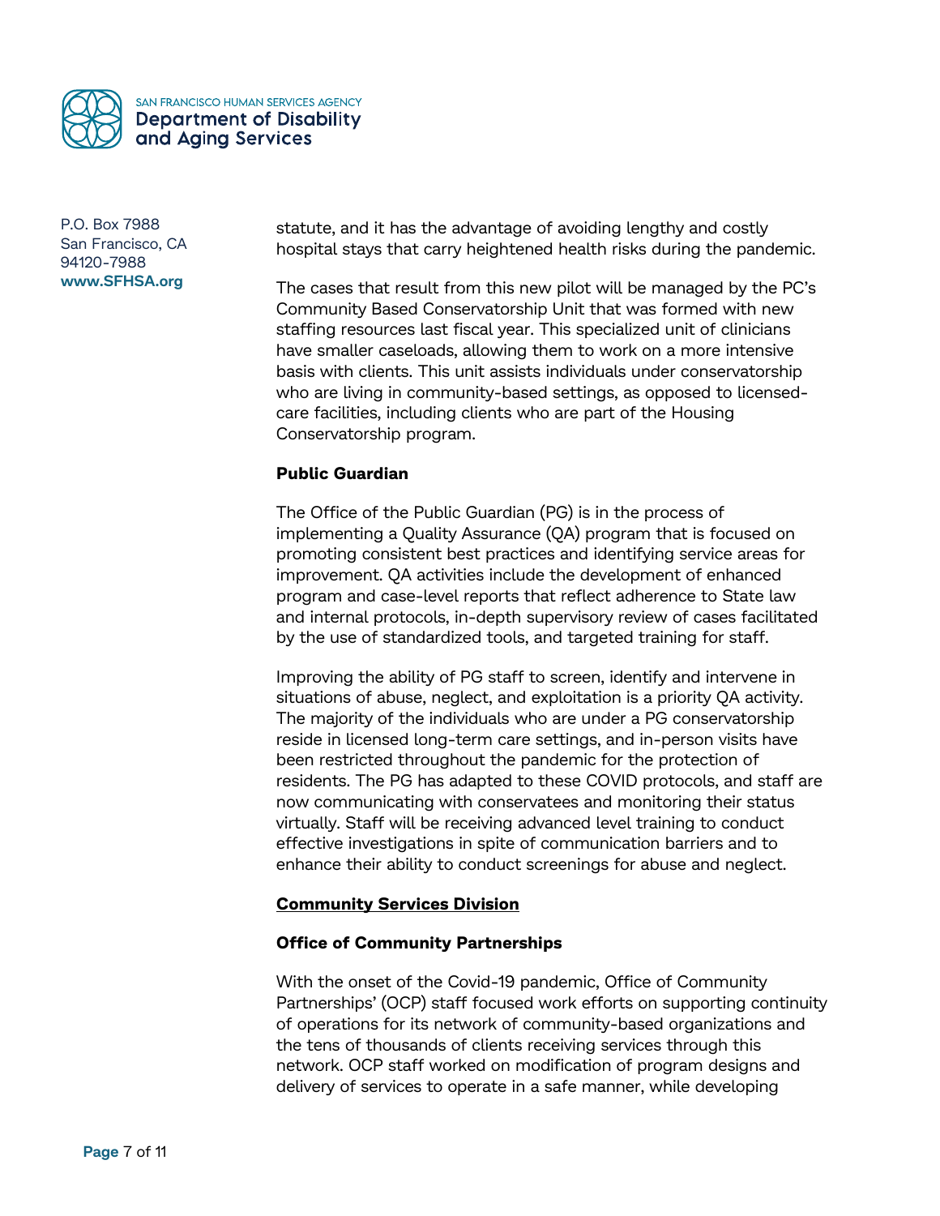statute, and it has the advantage of avoiding lengthy and costly hospital stays that carry heightened health risks during the pandemic.

The cases that result from this new pilot will be managed by the PC's Community Based Conservatorship Unit that was formed with new staffing resources last fiscal year. This specialized unit of clinicians have smaller caseloads, allowing them to work on a more intensive basis with clients. This unit assists individuals under conservatorship who are living in community-based settings, as opposed to licensed-care facilities, including clients who are part of the Housing Conservatorship program.

**Public Guardian**

The Office of the Public Guardian (PG) is in the process of implementing a Quality Assurance (QA) program that is focused on promoting consistent best practices and identifying service areas for improvement. QA activities include the development of enhanced program and case-level reports that reflect adherence to State law and internal protocols, in-depth supervisory review of cases facilitated by the use of standardized tools, and targeted training for staff.

Improving the ability of PG staff to screen, identify and intervene in situations of abuse, neglect, and exploitation is a priority QA activity. The majority of the individuals who are under a PG conservatorship reside in licensed long-term care settings, and in-person visits have been restricted throughout the pandemic for the protection of residents. The PG has adapted to these COVID protocols, and staff are now communicating with conservatees and monitoring their status virtually. Staff will be receiving advanced level training to conduct effective investigations in spite of communication barriers and to enhance their ability to conduct screenings for abuse and neglect.

## Community Services Division

**Office of Community Partnerships**

With the onset of the Covid-19 pandemic, Office of Community Partnerships' (OCP) staff focused work efforts on supporting continuity of operations for its network of community-based organizations and the tens of thousands of clients receiving services through this network. OCP staff worked on modification of program designs and delivery of services to operate in a safe manner, while developing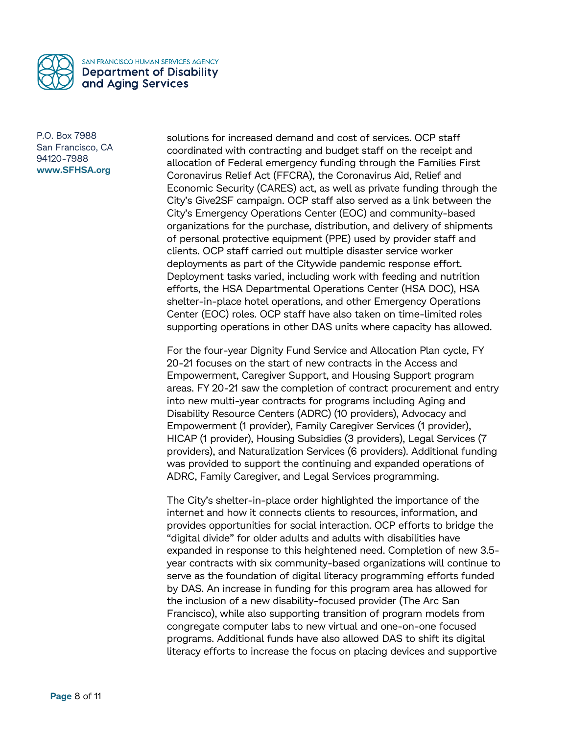solutions for increased demand and cost of services. OCP staff coordinated with contracting and budget staff on the receipt and allocation of Federal emergency funding through the Families First Coronavirus Relief Act (FFCRA), the Coronavirus Aid, Relief and Economic Security (CARES) act, as well as private funding through the City's Give2SF campaign. OCP staff also served as a link between the City's Emergency Operations Center (EOC) and community-based organizations for the purchase, distribution, and delivery of shipments of personal protective equipment (PPE) used by provider staff and clients. OCP staff carried out multiple disaster service worker deployments as part of the Citywide pandemic response effort. Deployment tasks varied, including work with feeding and nutrition efforts, the HSA Departmental Operations Center (HSA DOC), HSA shelter-in-place hotel operations, and other Emergency Operations Center (EOC) roles. OCP staff have also taken on time-limited roles supporting operations in other DAS units where capacity has allowed.

For the four-year Dignity Fund Service and Allocation Plan cycle, FY 20-21 focuses on the start of new contracts in the Access and Empowerment, Caregiver Support, and Housing Support program areas. FY 20-21 saw the completion of contract procurement and entry into new multi-year contracts for programs including Aging and Disability Resource Centers (ADRC) (10 providers), Advocacy and Empowerment (1 provider), Family Caregiver Services (1 provider), HICAP (1 provider), Housing Subsidies (3 providers), Legal Services (7 providers), and Naturalization Services (6 providers). Additional funding was provided to support the continuing and expanded operations of ADRC, Family Caregiver, and Legal Services programming.

The City's shelter-in-place order highlighted the importance of the internet and how it connects clients to resources, information, and provides opportunities for social interaction. OCP efforts to bridge the "digital divide" for older adults and adults with disabilities have expanded in response to this heightened need. Completion of new 3.5-year contracts with six community-based organizations will continue to serve as the foundation of digital literacy programming efforts funded by DAS. An increase in funding for this program area has allowed for the inclusion of a new disability-focused provider (The Arc San Francisco), while also supporting transition of program models from congregate computer labs to new virtual and one-on-one focused programs. Additional funds have also allowed DAS to shift its digital literacy efforts to increase the focus on placing devices and supportive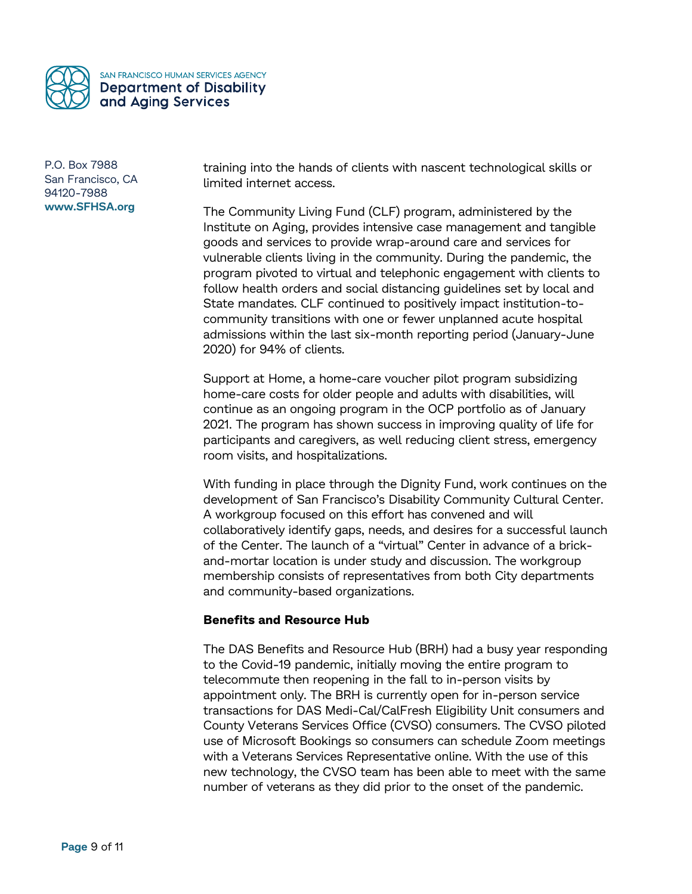training into the hands of clients with nascent technological skills or limited internet access.

The Community Living Fund (CLF) program, administered by the Institute on Aging, provides intensive case management and tangible goods and services to provide wrap-around care and services for vulnerable clients living in the community. During the pandemic, the program pivoted to virtual and telephonic engagement with clients to follow health orders and social distancing guidelines set by local and State mandates. CLF continued to positively impact institution-to-community transitions with one or fewer unplanned acute hospital admissions within the last six-month reporting period (January-June 2020) for 94% of clients.

Support at Home, a home-care voucher pilot program subsidizing home-care costs for older people and adults with disabilities, will continue as an ongoing program in the OCP portfolio as of January 2021. The program has shown success in improving quality of life for participants and caregivers, as well reducing client stress, emergency room visits, and hospitalizations.

With funding in place through the Dignity Fund, work continues on the development of San Francisco's Disability Community Cultural Center. A workgroup focused on this effort has convened and will collaboratively identify gaps, needs, and desires for a successful launch of the Center. The launch of a "virtual" Center in advance of a brick-and-mortar location is under study and discussion. The workgroup membership consists of representatives from both City departments and community-based organizations.

**Benefits and Resource Hub**

The DAS Benefits and Resource Hub (BRH) had a busy year responding to the Covid-19 pandemic, initially moving the entire program to telecommute then reopening in the fall to in-person visits by appointment only. The BRH is currently open for in-person service transactions for DAS Medi-Cal/CalFresh Eligibility Unit consumers and County Veterans Services Office (CVSO) consumers. The CVSO piloted use of Microsoft Bookings so consumers can schedule Zoom meetings with a Veterans Services Representative online. With the use of this new technology, the CVSO team has been able to meet with the same number of veterans as they did prior to the onset of the pandemic.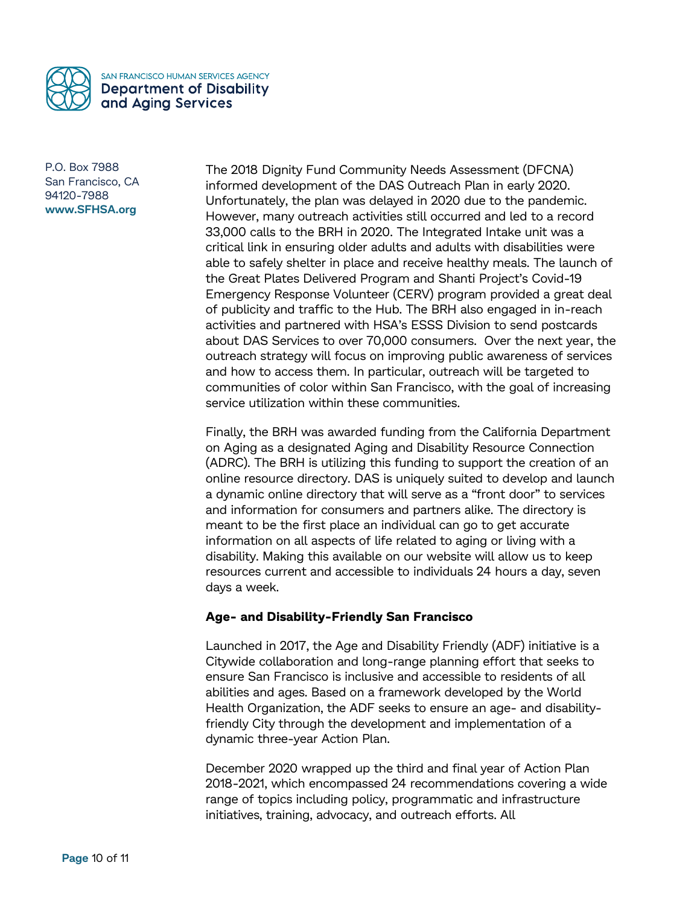The 2018 Dignity Fund Community Needs Assessment (DFCNA) informed development of the DAS Outreach Plan in early 2020. Unfortunately, the plan was delayed in 2020 due to the pandemic. However, many outreach activities still occurred and led to a record 33,000 calls to the BRH in 2020. The Integrated Intake unit was a critical link in ensuring older adults and adults with disabilities were able to safely shelter in place and receive healthy meals. The launch of the Great Plates Delivered Program and Shanti Project's Covid-19 Emergency Response Volunteer (CERV) program provided a great deal of publicity and traffic to the Hub. The BRH also engaged in in-reach activities and partnered with HSA's ESSS Division to send postcards about DAS Services to over 70,000 consumers. Over the next year, the outreach strategy will focus on improving public awareness of services and how to access them. In particular, outreach will be targeted to communities of color within San Francisco, with the goal of increasing service utilization within these communities.

Finally, the BRH was awarded funding from the California Department on Aging as a designated Aging and Disability Resource Connection (ADRC). The BRH is utilizing this funding to support the creation of an online resource directory. DAS is uniquely suited to develop and launch a dynamic online directory that will serve as a "front door" to services and information for consumers and partners alike. The directory is meant to be the first place an individual can go to get accurate information on all aspects of life related to aging or living with a disability. Making this available on our website will allow us to keep resources current and accessible to individuals 24 hours a day, seven days a week.

**Age- and Disability-Friendly San Francisco**

Launched in 2017, the Age and Disability Friendly (ADF) initiative is a Citywide collaboration and long-range planning effort that seeks to ensure San Francisco is inclusive and accessible to residents of all abilities and ages. Based on a framework developed by the World Health Organization, the ADF seeks to ensure an age- and disability-friendly City through the development and implementation of a dynamic three-year Action Plan.

December 2020 wrapped up the third and final year of Action Plan 2018-2021, which encompassed 24 recommendations covering a wide range of topics including policy, programmatic and infrastructure initiatives, training, advocacy, and outreach efforts. All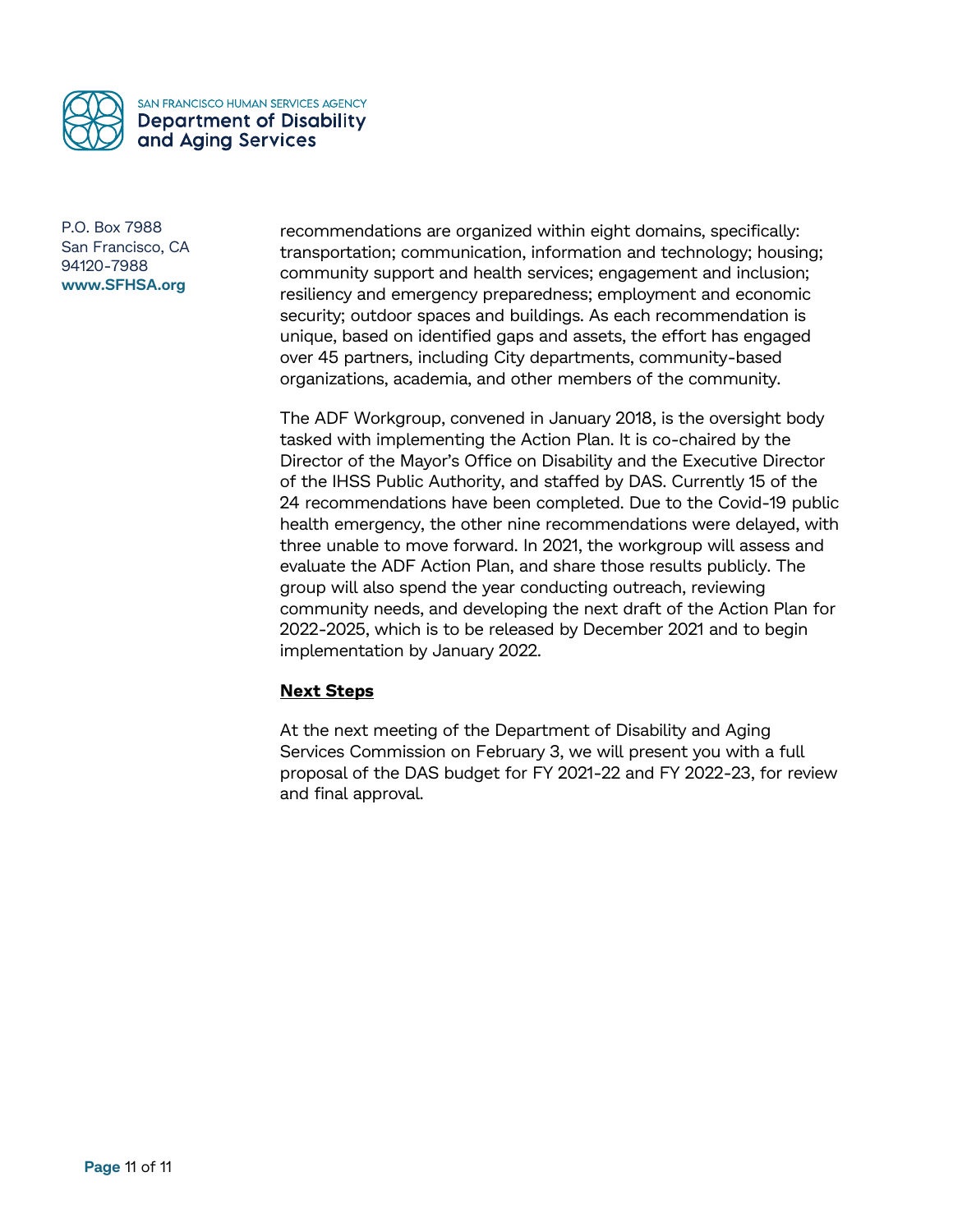recommendations are organized within eight domains, specifically: transportation; communication, information and technology; housing; community support and health services; engagement and inclusion; resiliency and emergency preparedness; employment and economic security; outdoor spaces and buildings. As each recommendation is unique, based on identified gaps and assets, the effort has engaged over 45 partners, including City departments, community-based organizations, academia, and other members of the community.

The ADF Workgroup, convened in January 2018, is the oversight body tasked with implementing the Action Plan. It is co-chaired by the Director of the Mayor's Office on Disability and the Executive Director of the IHSS Public Authority, and staffed by DAS. Currently 15 of the 24 recommendations have been completed. Due to the Covid-19 public health emergency, the other nine recommendations were delayed, with three unable to move forward. In 2021, the workgroup will assess and evaluate the ADF Action Plan, and share those results publicly. The group will also spend the year conducting outreach, reviewing community needs, and developing the next draft of the Action Plan for 2022-2025, which is to be released by December 2021 and to begin implementation by January 2022.

**Next Steps**

At the next meeting of the Department of Disability and Aging Services Commission on February 3, we will present you with a full proposal of the DAS budget for FY 2021-22 and FY 2022-23, for review and final approval.